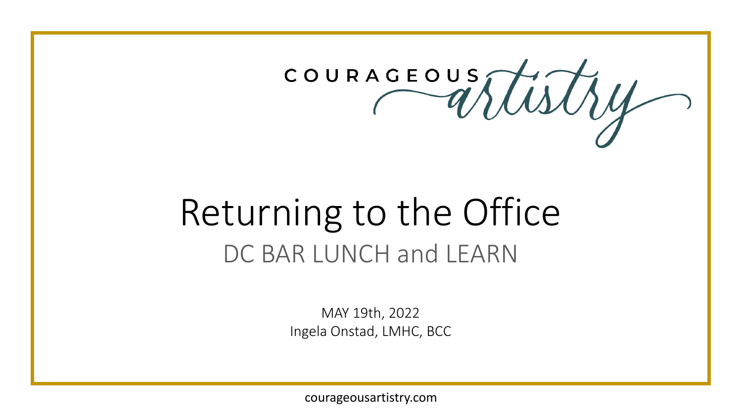COURAGEOUS *artistry*

# Returning to the Office

## DC BAR LUNCH and LEARN

MAY 19th, 2022
Ingela Onstad, LMHC, BCC

courageousartistry.com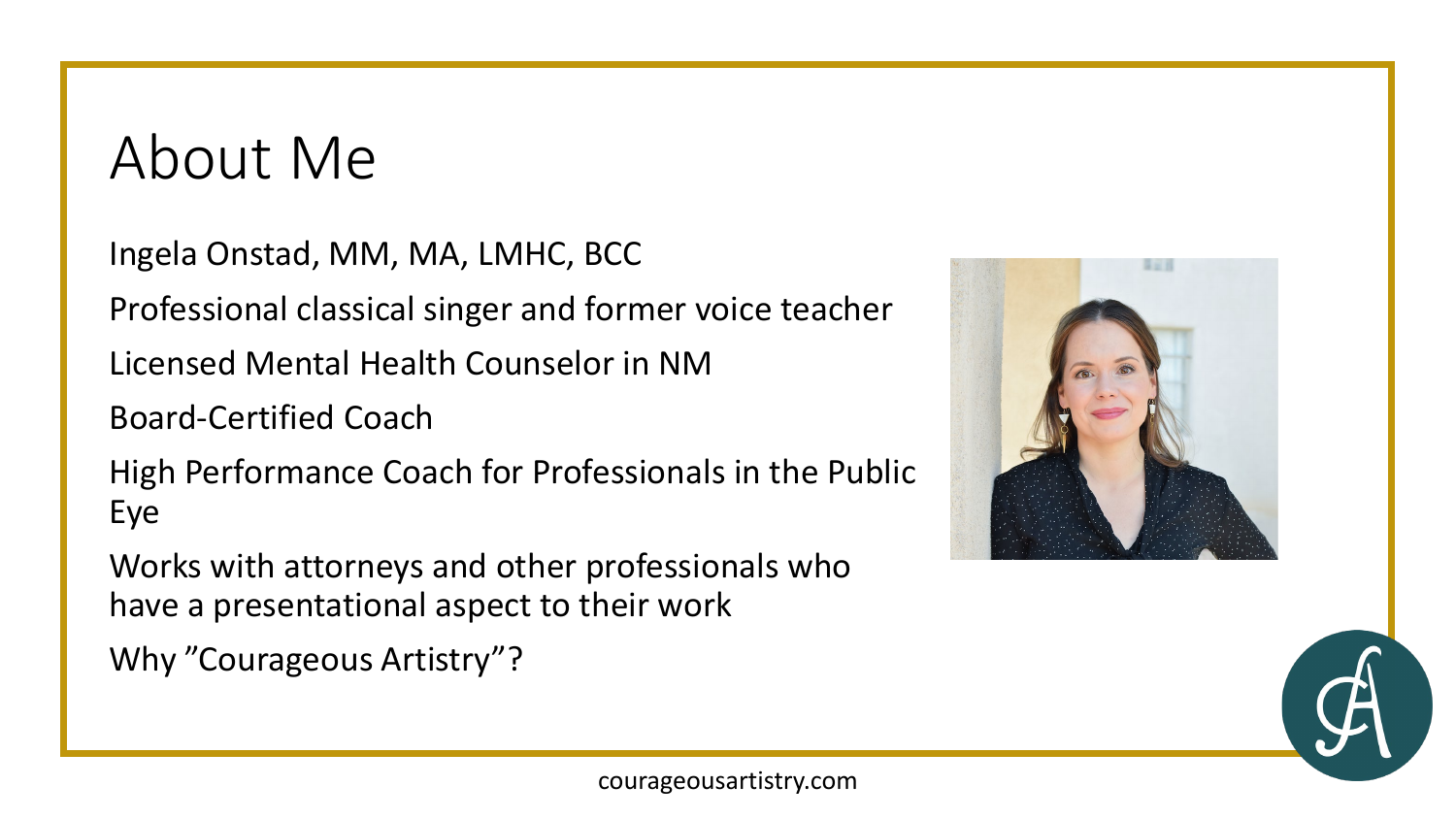# About Me

Ingela Onstad, MM, MA, LMHC, BCC

Professional classical singer and former voice teacher

Licensed Mental Health Counselor in NM

Board-Certified Coach

High Performance Coach for Professionals in the Public Eye

Works with attorneys and other professionals who have a presentational aspect to their work

Why "Courageous Artistry"?

courageousartistry.com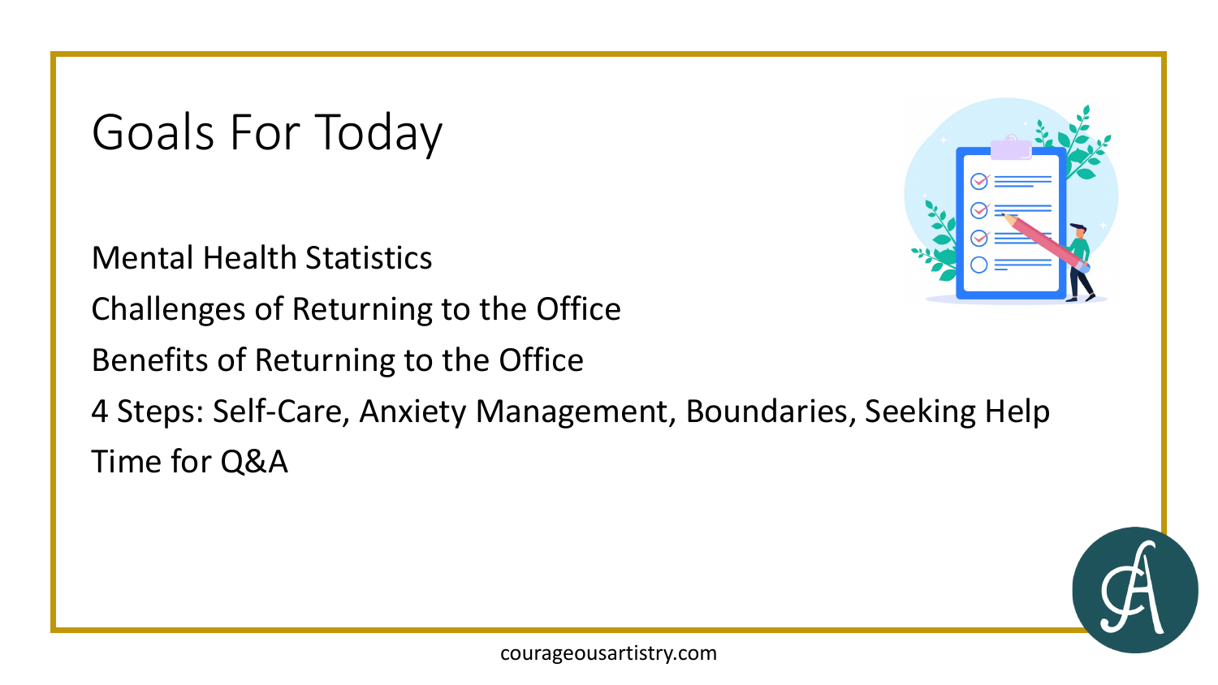# Goals For Today

Mental Health Statistics

Challenges of Returning to the Office

Benefits of Returning to the Office

4 Steps: Self-Care, Anxiety Management, Boundaries, Seeking Help

Time for Q&A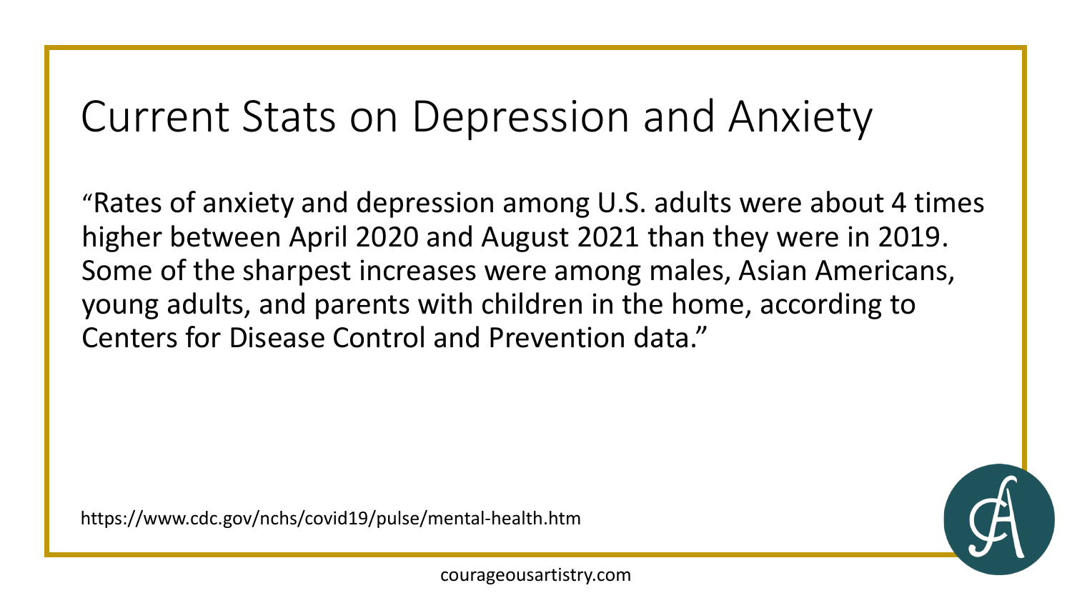# Current Stats on Depression and Anxiety

"Rates of anxiety and depression among U.S. adults were about 4 times higher between April 2020 and August 2021 than they were in 2019. Some of the sharpest increases were among males, Asian Americans, young adults, and parents with children in the home, according to Centers for Disease Control and Prevention data."

https://www.cdc.gov/nchs/covid19/pulse/mental-health.htm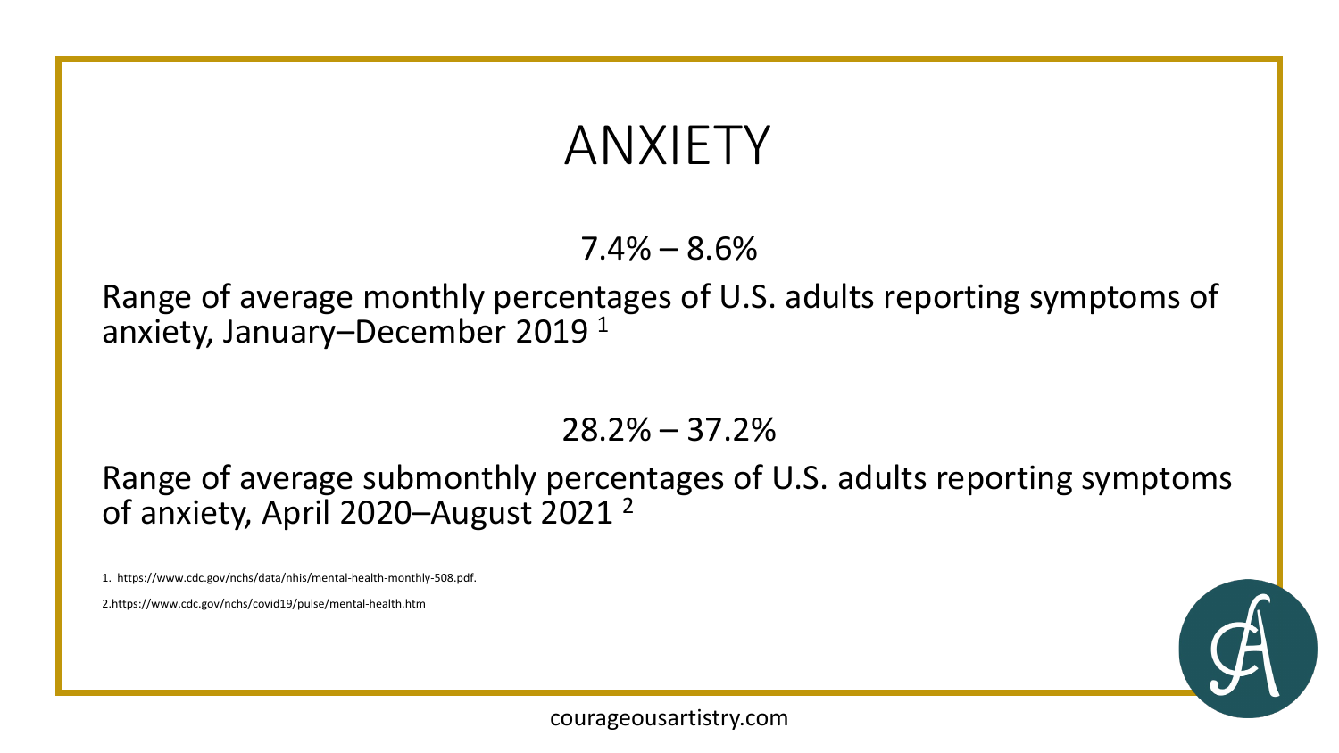# ANXIETY

7.4% – 8.6%

Range of average monthly percentages of U.S. adults reporting symptoms of anxiety, January–December 2019 [1]

28.2% – 37.2%

Range of average submonthly percentages of U.S. adults reporting symptoms of anxiety, April 2020–August 2021 [2]

1. https://www.cdc.gov/nchs/data/nhis/mental-health-monthly-508.pdf.

2. https://www.cdc.gov/nchs/covid19/pulse/mental-health.htm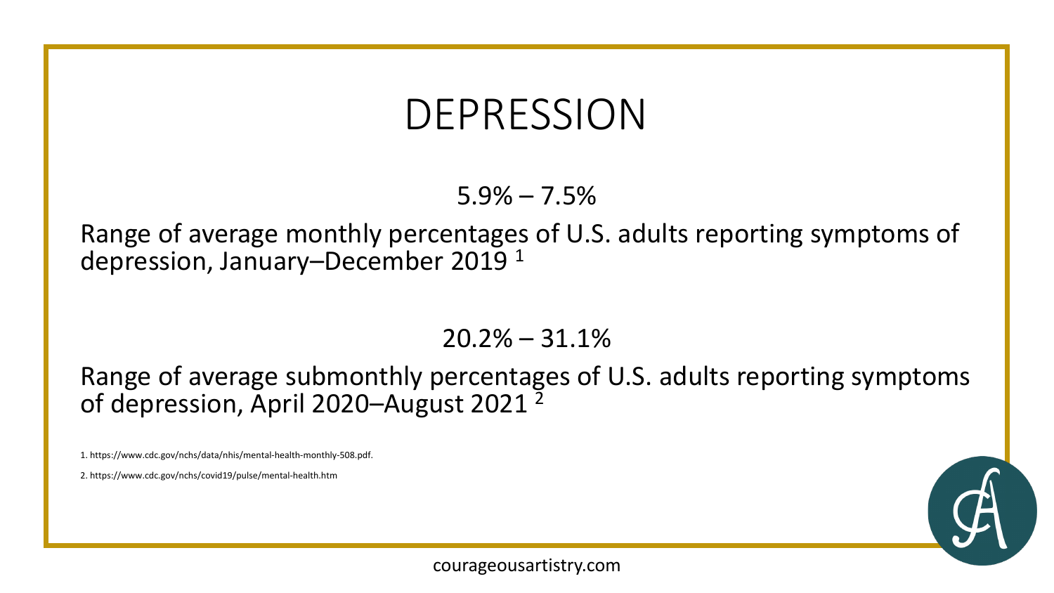# DEPRESSION

5.9% – 7.5%

Range of average monthly percentages of U.S. adults reporting symptoms of depression, January–December 2019 [1]

20.2% – 31.1%

Range of average submonthly percentages of U.S. adults reporting symptoms of depression, April 2020–August 2021 [2]

1. https://www.cdc.gov/nchs/data/nhis/mental-health-monthly-508.pdf.

2. https://www.cdc.gov/nchs/covid19/pulse/mental-health.htm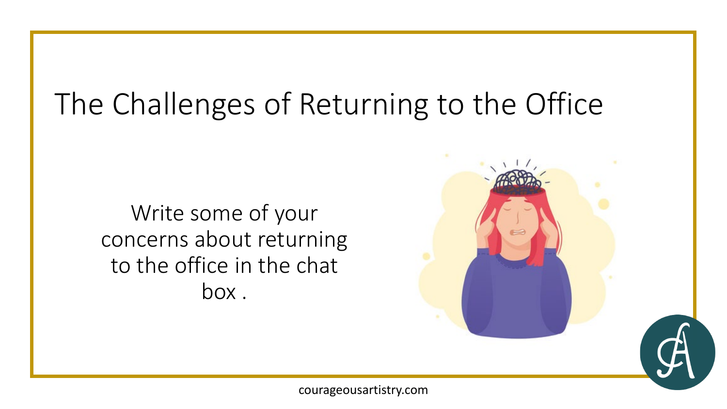# The Challenges of Returning to the Office

Write some of your concerns about returning to the office in the chat box .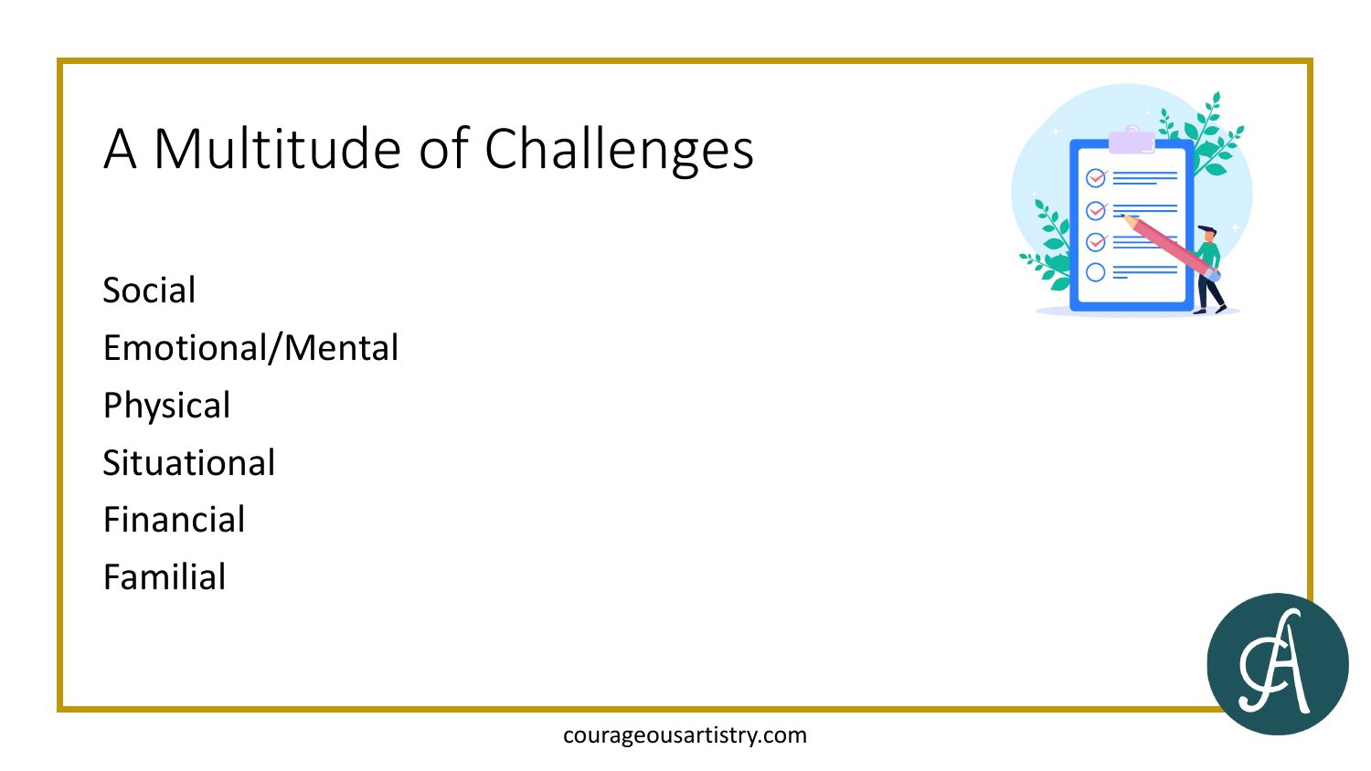# A Multitude of Challenges

Social

Emotional/Mental

Physical

Situational

Financial

Familial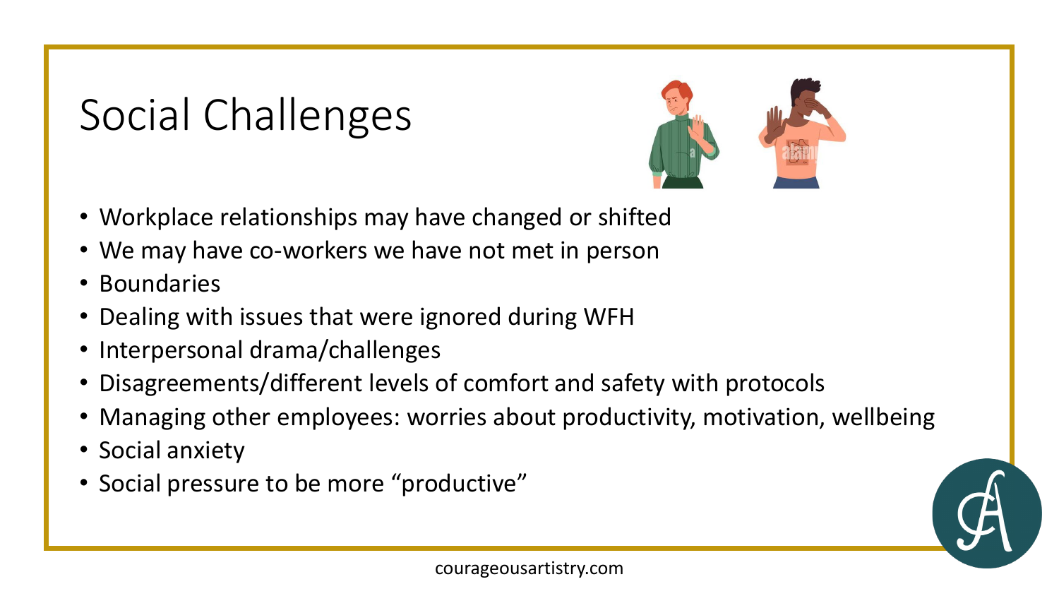# Social Challenges

- Workplace relationships may have changed or shifted
- We may have co-workers we have not met in person
- Boundaries
- Dealing with issues that were ignored during WFH
- Interpersonal drama/challenges
- Disagreements/different levels of comfort and safety with protocols
- Managing other employees: worries about productivity, motivation, wellbeing
- Social anxiety
- Social pressure to be more "productive"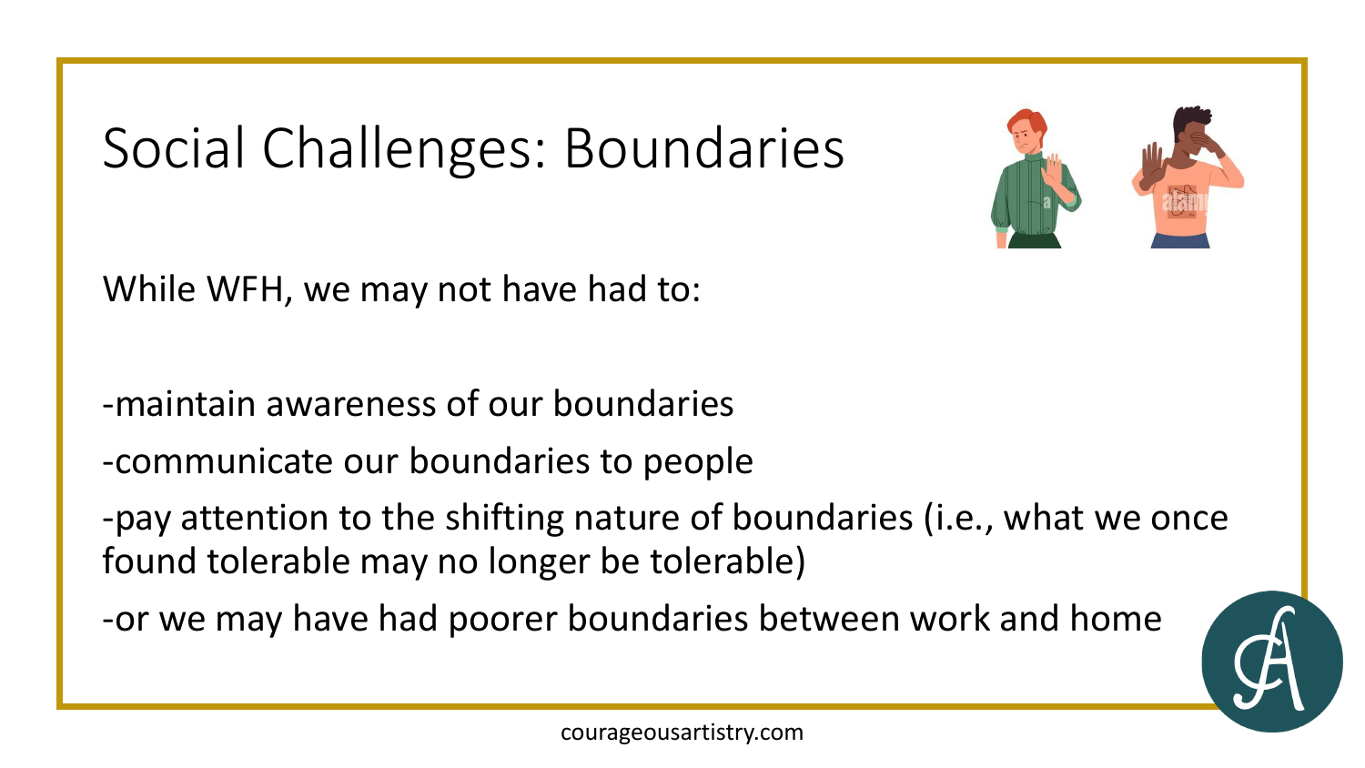# Social Challenges: Boundaries

While WFH, we may not have had to:

-maintain awareness of our boundaries

-communicate our boundaries to people

-pay attention to the shifting nature of boundaries (i.e., what we once found tolerable may no longer be tolerable)

-or we may have had poorer boundaries between work and home

courageousartistry.com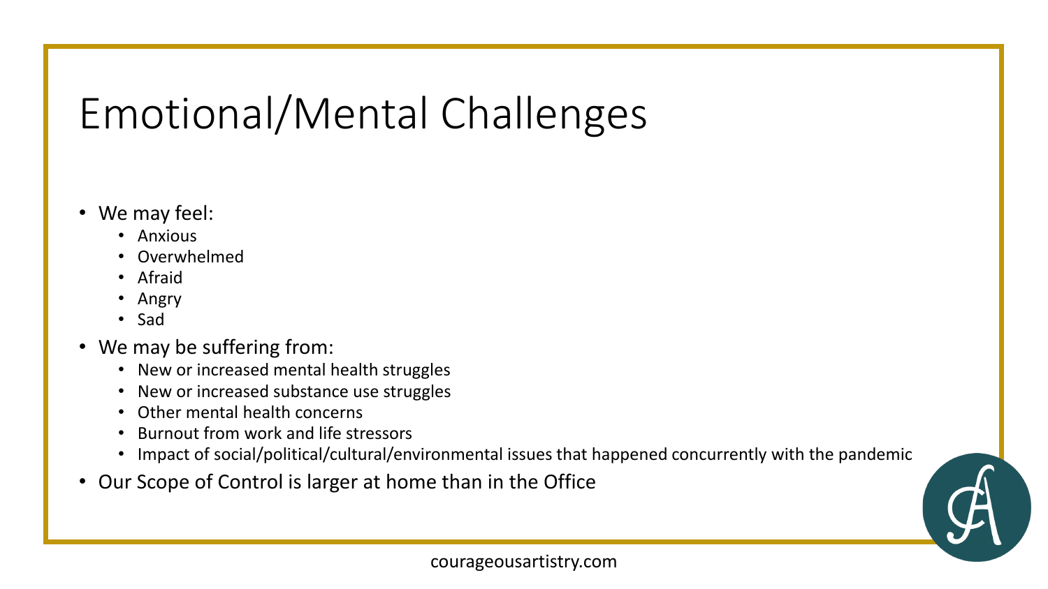# Emotional/Mental Challenges

- We may feel:
  - Anxious
  - Overwhelmed
  - Afraid
  - Angry
  - Sad
- We may be suffering from:
  - New or increased mental health struggles
  - New or increased substance use struggles
  - Other mental health concerns
  - Burnout from work and life stressors
  - Impact of social/political/cultural/environmental issues that happened concurrently with the pandemic
- Our Scope of Control is larger at home than in the Office

courageousartistry.com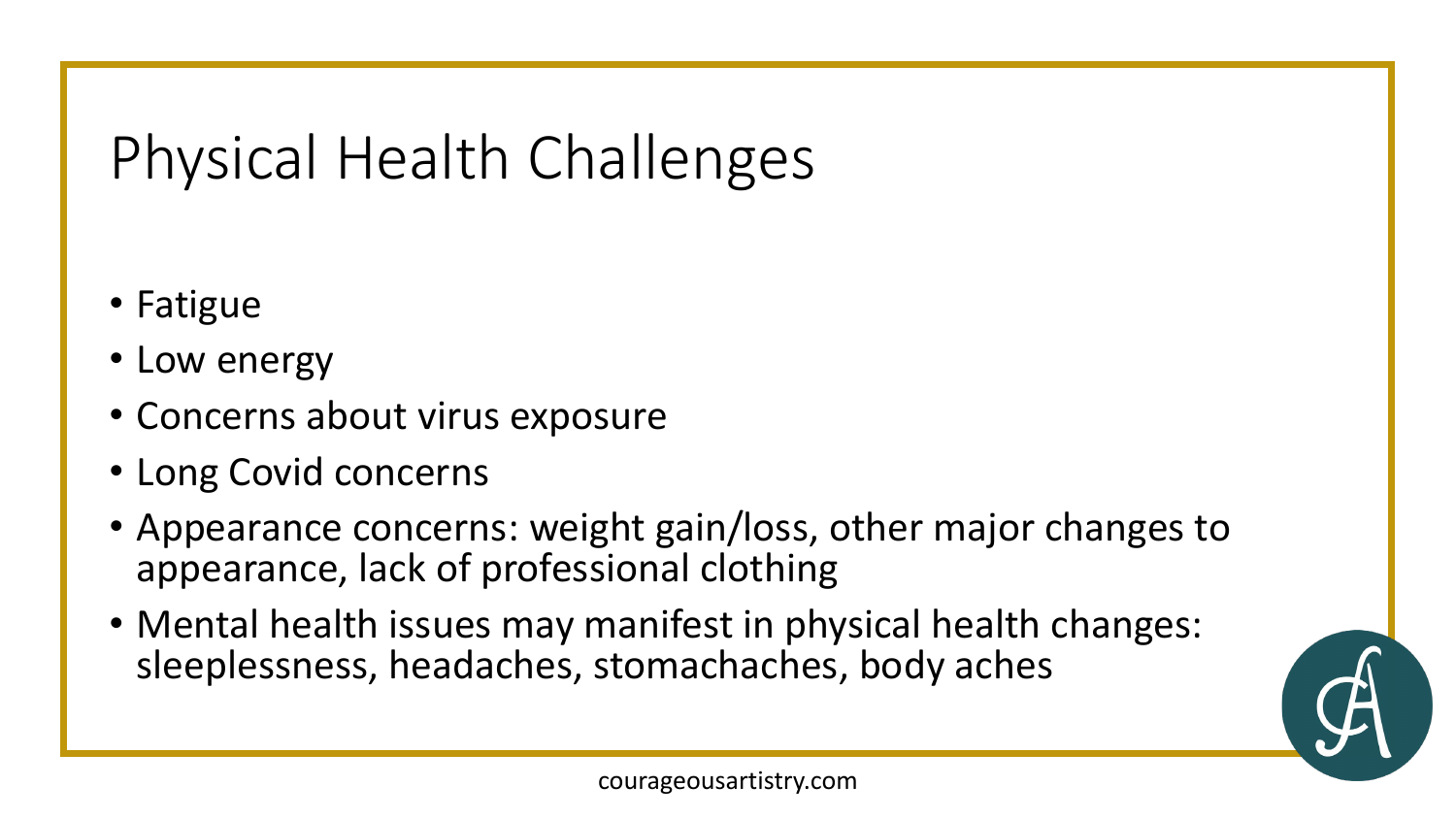# Physical Health Challenges

- Fatigue
- Low energy
- Concerns about virus exposure
- Long Covid concerns
- Appearance concerns: weight gain/loss, other major changes to appearance, lack of professional clothing
- Mental health issues may manifest in physical health changes: sleeplessness, headaches, stomachaches, body aches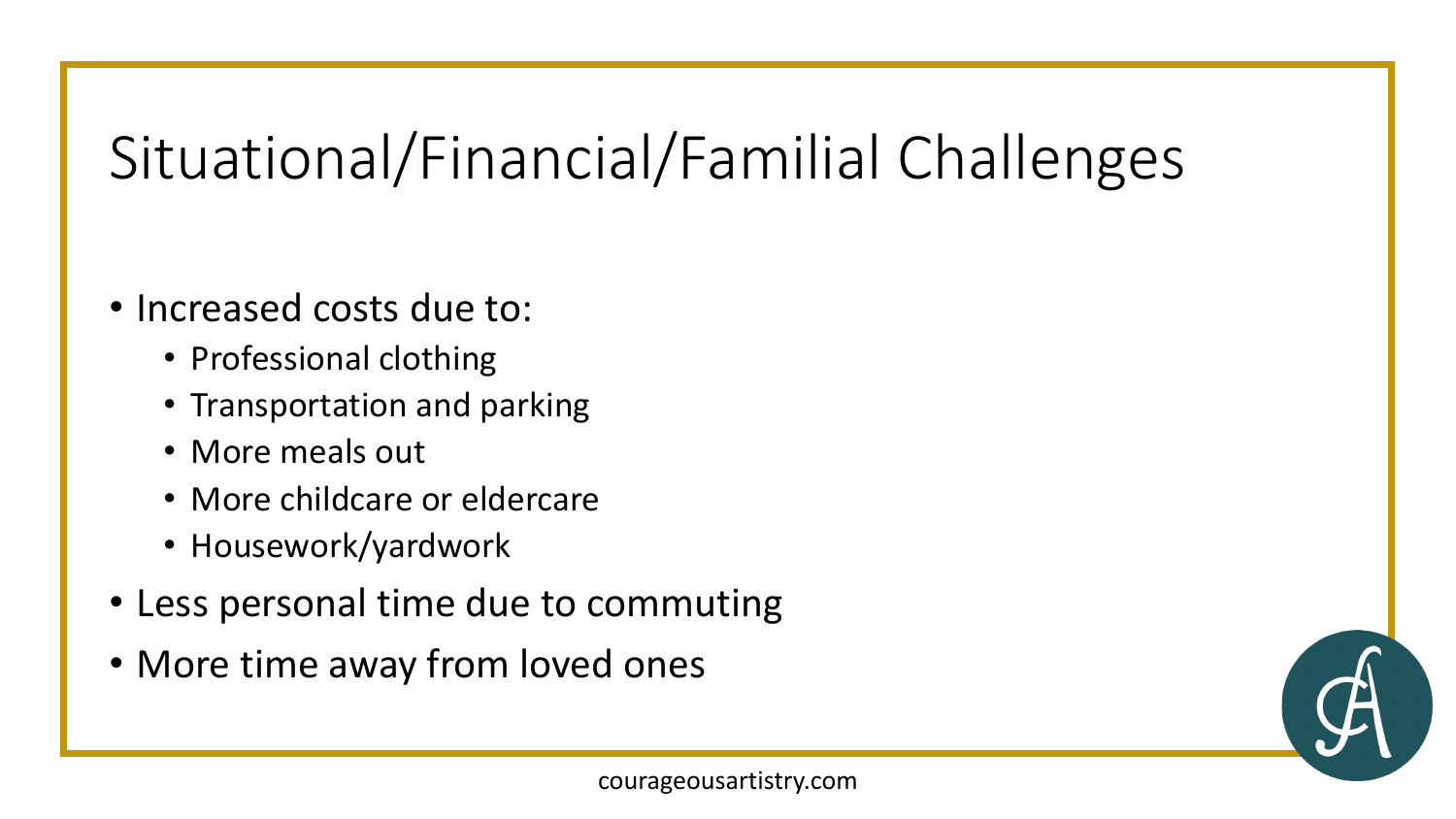# Situational/Financial/Familial Challenges

- Increased costs due to:
  - Professional clothing
  - Transportation and parking
  - More meals out
  - More childcare or eldercare
  - Housework/yardwork
- Less personal time due to commuting
- More time away from loved ones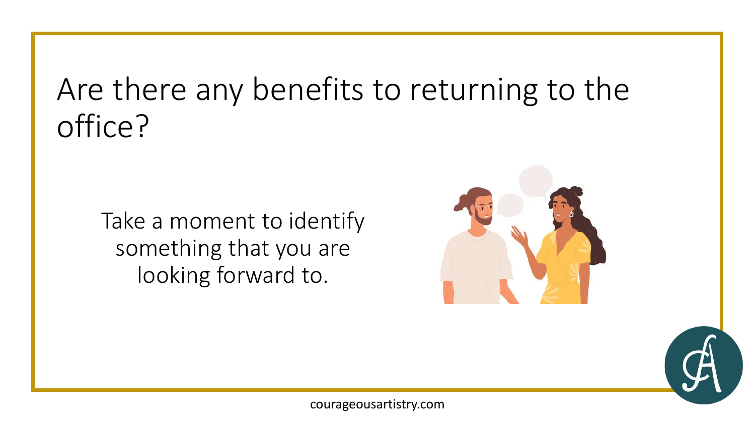# Are there any benefits to returning to the office?

Take a moment to identify something that you are looking forward to.

courageousartistry.com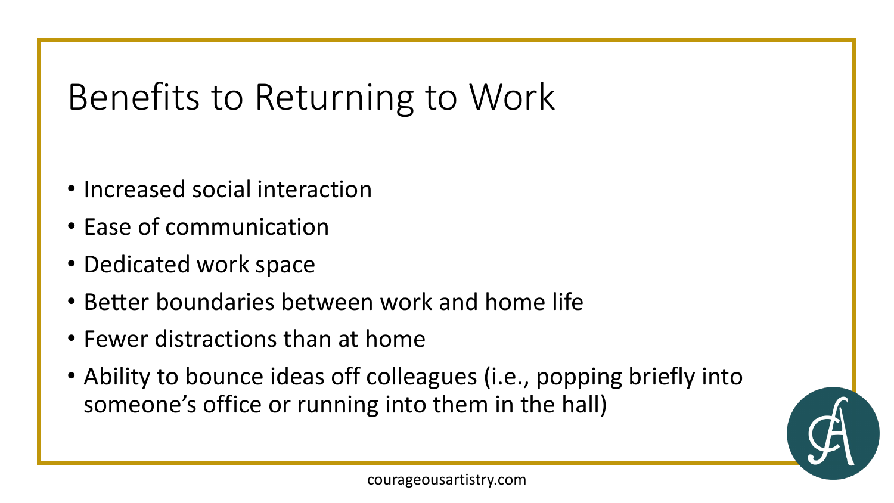# Benefits to Returning to Work

- Increased social interaction
- Ease of communication
- Dedicated work space
- Better boundaries between work and home life
- Fewer distractions than at home
- Ability to bounce ideas off colleagues (i.e., popping briefly into someone's office or running into them in the hall)

courageousartistry.com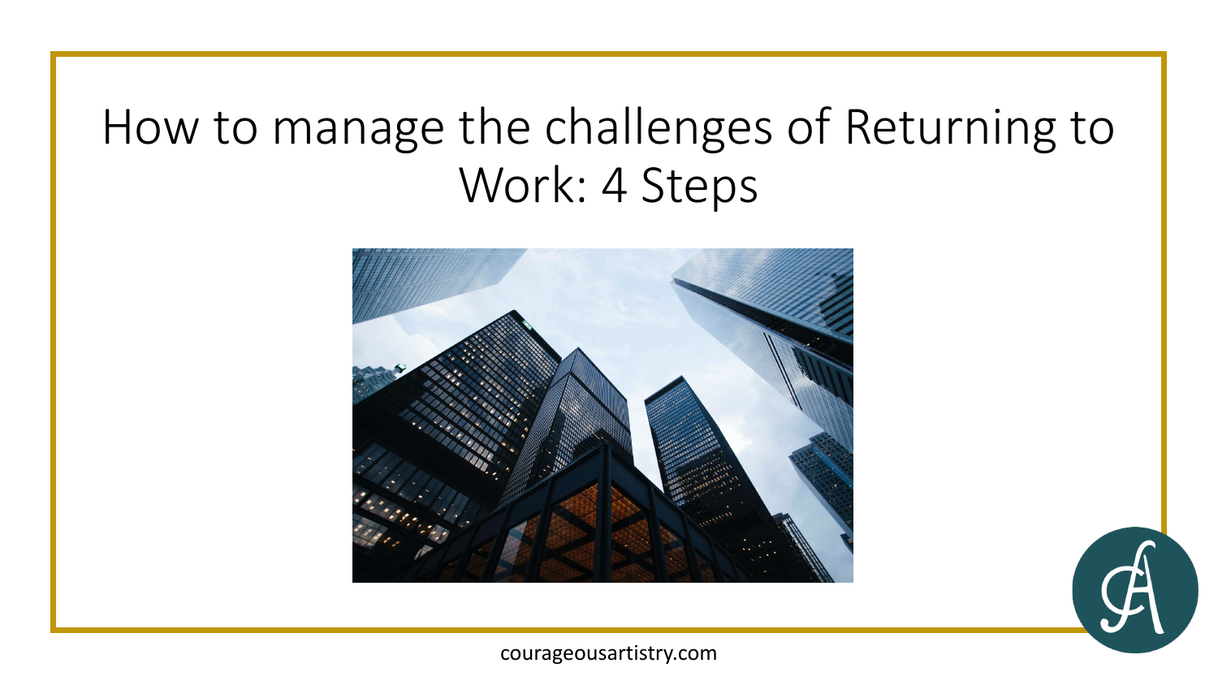# How to manage the challenges of Returning to Work: 4 Steps

courageousartistry.com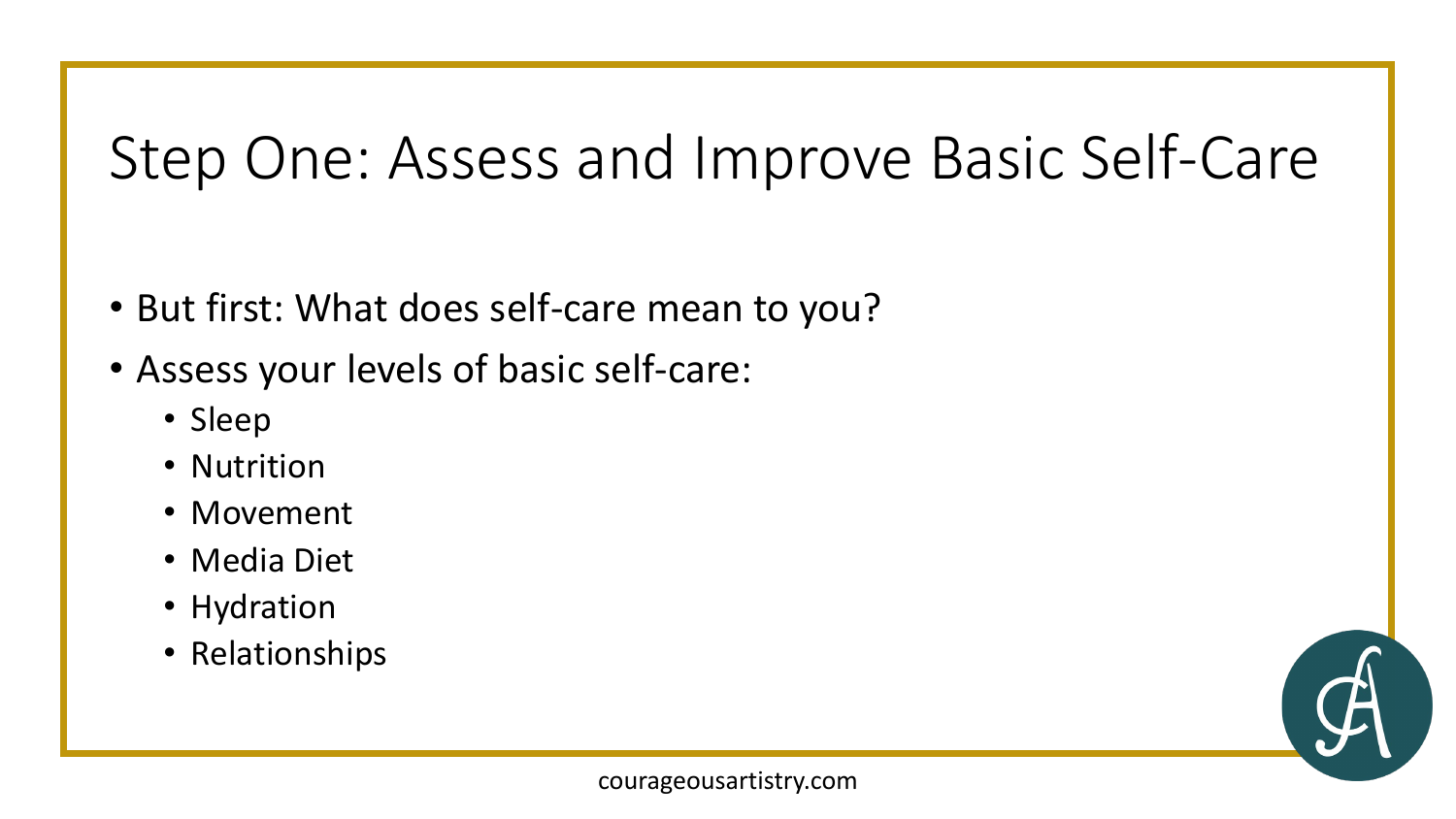# Step One: Assess and Improve Basic Self-Care

- But first: What does self-care mean to you?
- Assess your levels of basic self-care:
  - Sleep
  - Nutrition
  - Movement
  - Media Diet
  - Hydration
  - Relationships

courageousartistry.com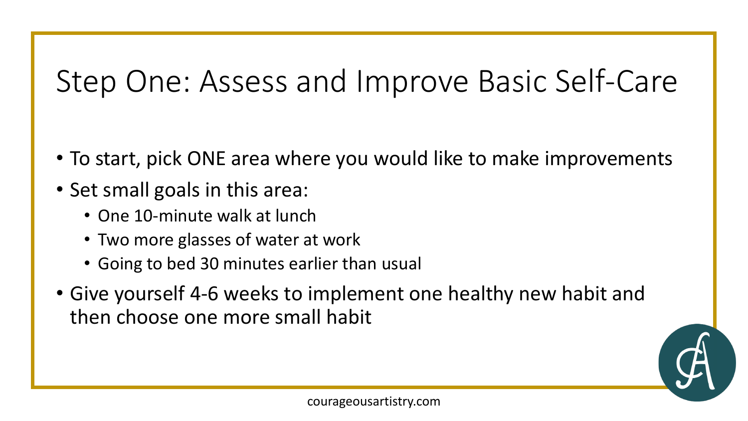# Step One: Assess and Improve Basic Self-Care

- To start, pick ONE area where you would like to make improvements
- Set small goals in this area:
  - One 10-minute walk at lunch
  - Two more glasses of water at work
  - Going to bed 30 minutes earlier than usual
- Give yourself 4-6 weeks to implement one healthy new habit and then choose one more small habit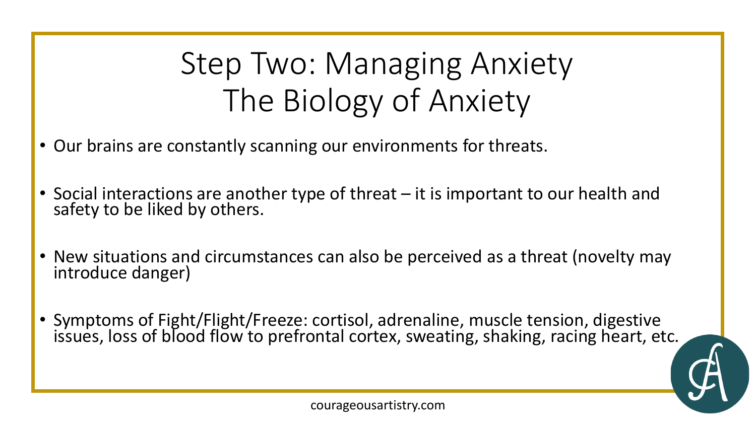# Step Two: Managing Anxiety
# The Biology of Anxiety

- Our brains are constantly scanning our environments for threats.
- Social interactions are another type of threat – it is important to our health and safety to be liked by others.
- New situations and circumstances can also be perceived as a threat (novelty may introduce danger)
- Symptoms of Fight/Flight/Freeze: cortisol, adrenaline, muscle tension, digestive issues, loss of blood flow to prefrontal cortex, sweating, shaking, racing heart, etc.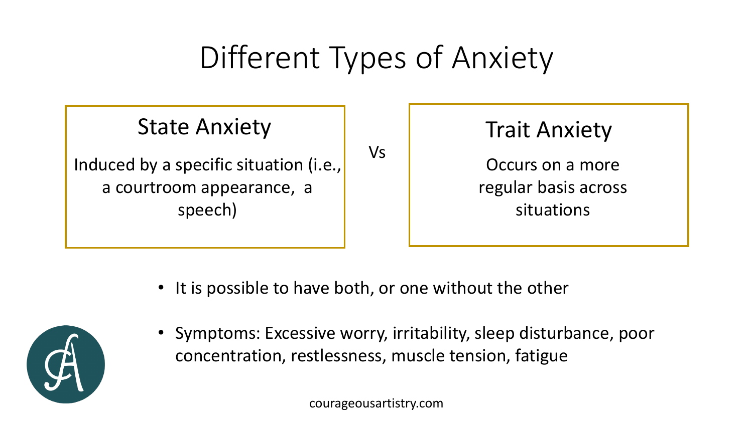# Different Types of Anxiety

## State Anxiety

Induced by a specific situation (i.e., a courtroom appearance, a speech)

Vs

## Trait Anxiety

Occurs on a more regular basis across situations

- It is possible to have both, or one without the other
- Symptoms: Excessive worry, irritability, sleep disturbance, poor concentration, restlessness, muscle tension, fatigue

courageousartistry.com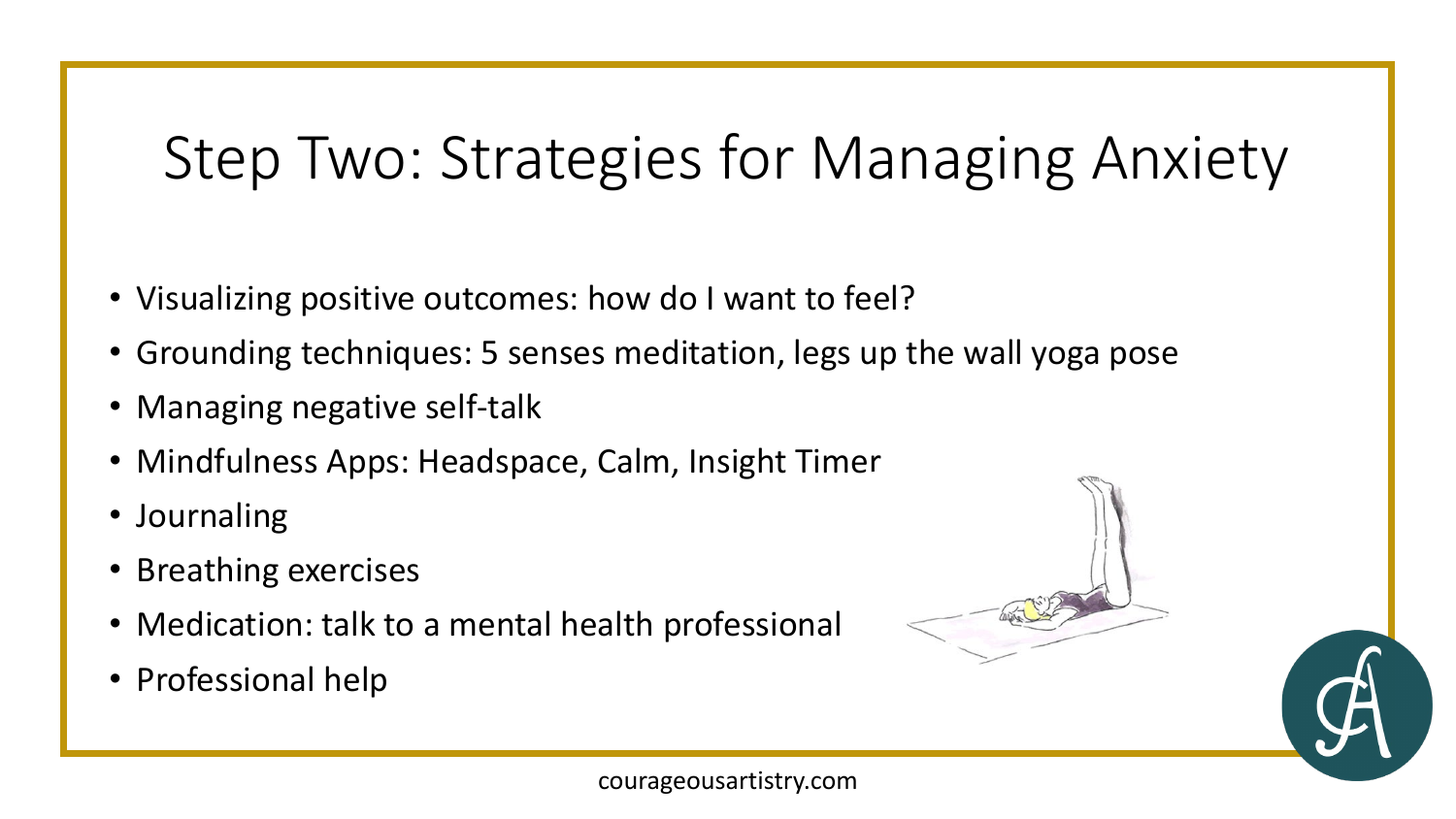# Step Two: Strategies for Managing Anxiety

- Visualizing positive outcomes: how do I want to feel?
- Grounding techniques: 5 senses meditation, legs up the wall yoga pose
- Managing negative self-talk
- Mindfulness Apps: Headspace, Calm, Insight Timer
- Journaling
- Breathing exercises
- Medication: talk to a mental health professional
- Professional help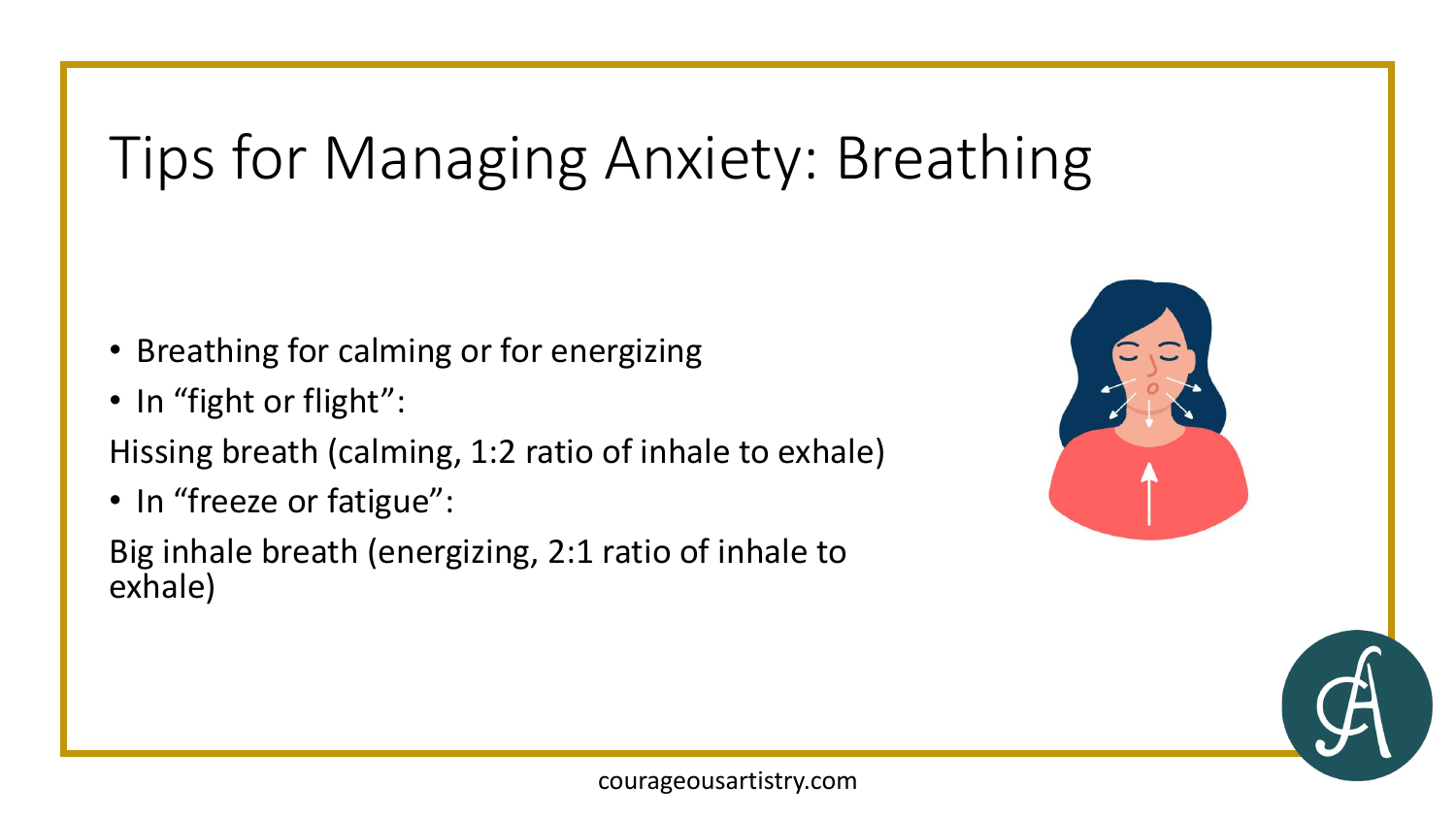# Tips for Managing Anxiety: Breathing

- Breathing for calming or for energizing
- In "fight or flight":

Hissing breath (calming, 1:2 ratio of inhale to exhale)

- In "freeze or fatigue":

Big inhale breath (energizing, 2:1 ratio of inhale to exhale)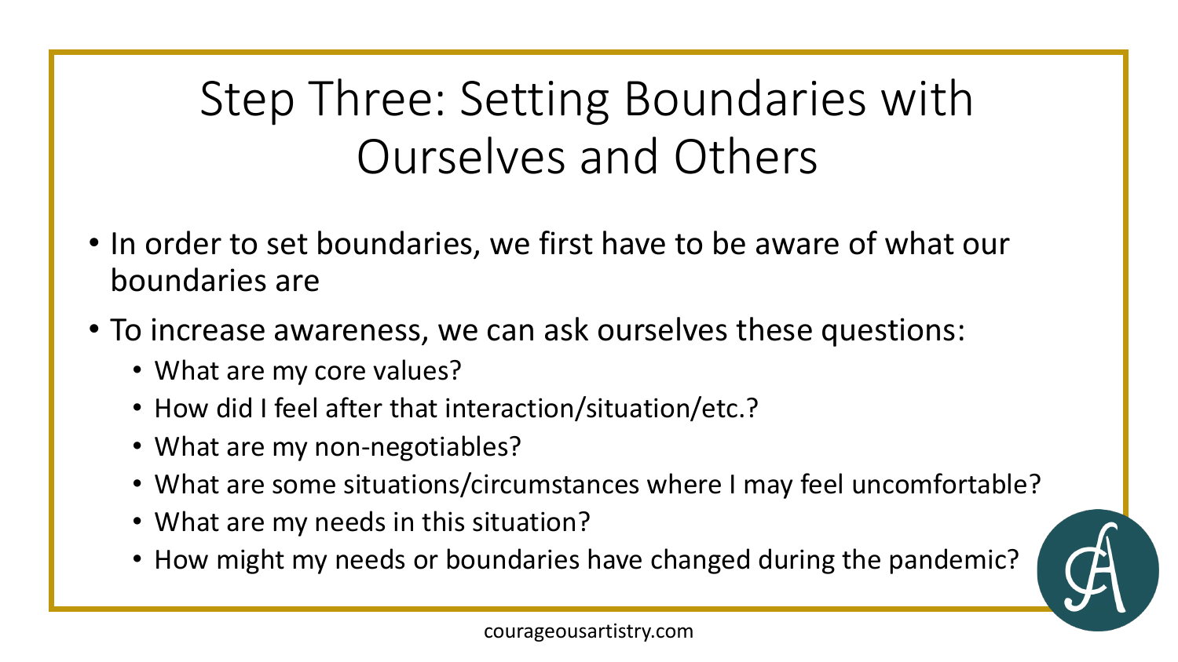# Step Three: Setting Boundaries with Ourselves and Others

- In order to set boundaries, we first have to be aware of what our boundaries are
- To increase awareness, we can ask ourselves these questions:
  - What are my core values?
  - How did I feel after that interaction/situation/etc.?
  - What are my non-negotiables?
  - What are some situations/circumstances where I may feel uncomfortable?
  - What are my needs in this situation?
  - How might my needs or boundaries have changed during the pandemic?

courageousartistry.com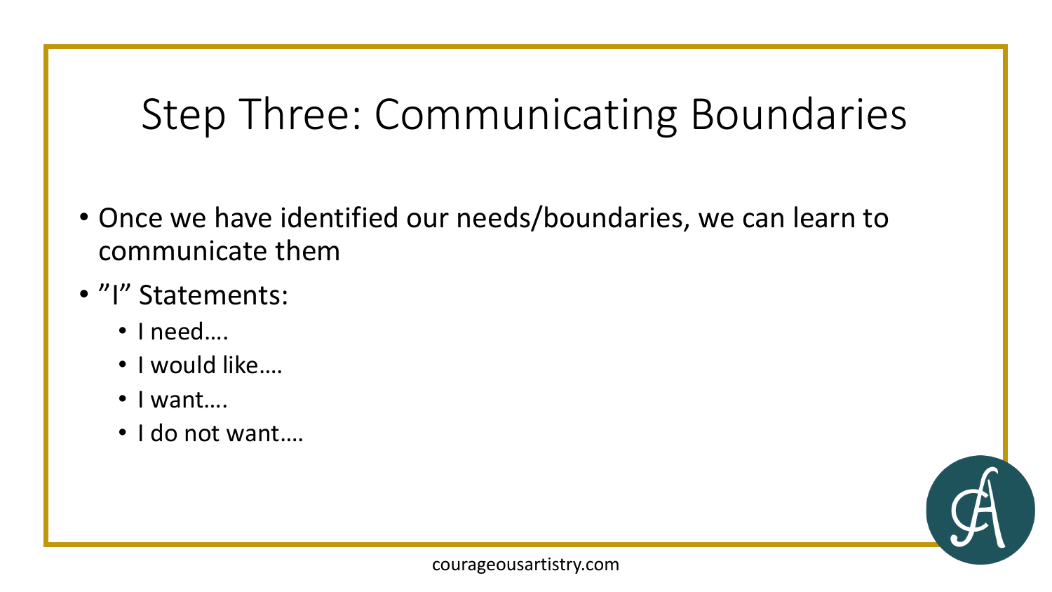# Step Three: Communicating Boundaries

- Once we have identified our needs/boundaries, we can learn to communicate them
- ”I” Statements:
  - I need….
  - I would like….
  - I want….
  - I do not want….

courageousartistry.com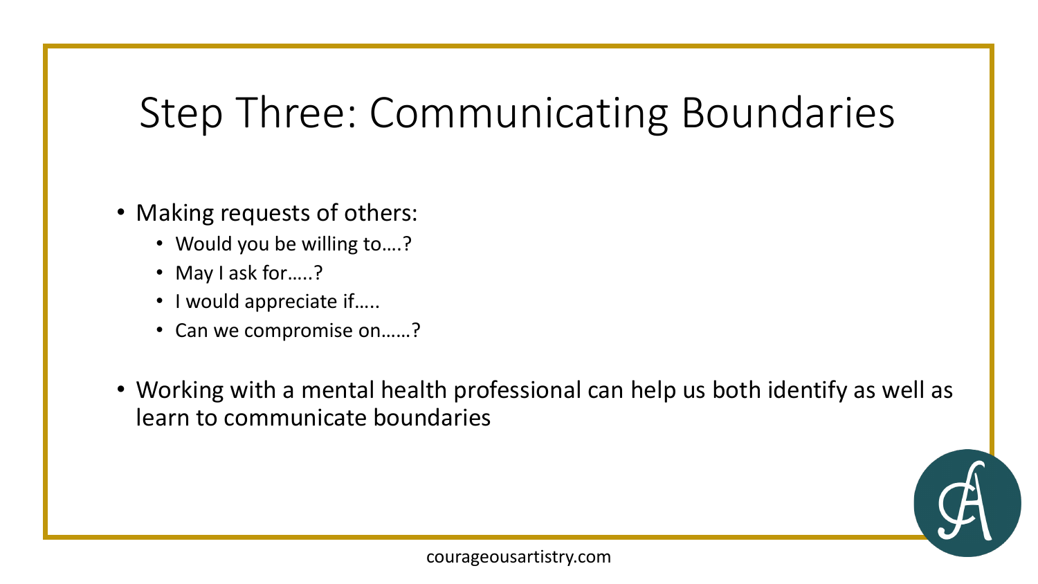# Step Three: Communicating Boundaries

- Making requests of others:
  - Would you be willing to….?
  - May I ask for…..?
  - I would appreciate if…..
  - Can we compromise on……?
- Working with a mental health professional can help us both identify as well as learn to communicate boundaries

courageousartistry.com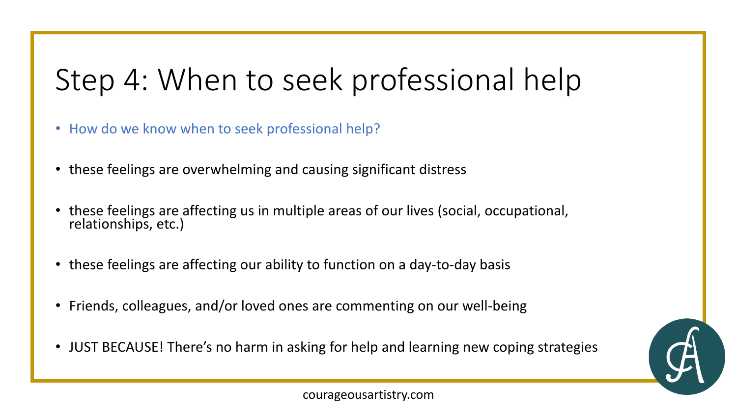# Step 4: When to seek professional help

- How do we know when to seek professional help?
- these feelings are overwhelming and causing significant distress
- these feelings are affecting us in multiple areas of our lives (social, occupational, relationships, etc.)
- these feelings are affecting our ability to function on a day-to-day basis
- Friends, colleagues, and/or loved ones are commenting on our well-being
- JUST BECAUSE! There's no harm in asking for help and learning new coping strategies

courageousartistry.com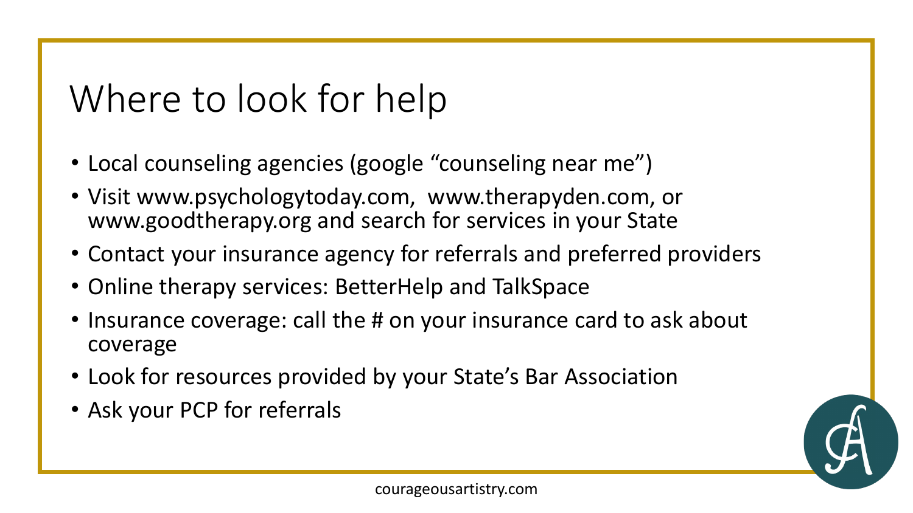# Where to look for help

- Local counseling agencies (google "counseling near me")
- Visit www.psychologytoday.com, www.therapyden.com, or www.goodtherapy.org and search for services in your State
- Contact your insurance agency for referrals and preferred providers
- Online therapy services: BetterHelp and TalkSpace
- Insurance coverage: call the # on your insurance card to ask about coverage
- Look for resources provided by your State's Bar Association
- Ask your PCP for referrals

courageousartistry.com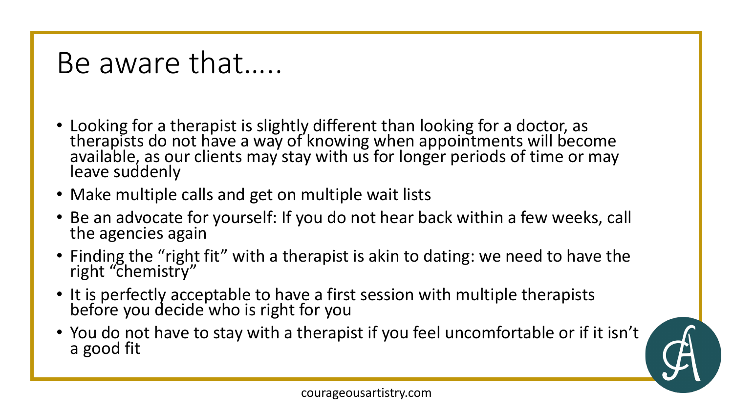# Be aware that.....

- Looking for a therapist is slightly different than looking for a doctor, as therapists do not have a way of knowing when appointments will become available, as our clients may stay with us for longer periods of time or may leave suddenly
- Make multiple calls and get on multiple wait lists
- Be an advocate for yourself: If you do not hear back within a few weeks, call the agencies again
- Finding the "right fit" with a therapist is akin to dating: we need to have the right "chemistry"
- It is perfectly acceptable to have a first session with multiple therapists before you decide who is right for you
- You do not have to stay with a therapist if you feel uncomfortable or if it isn't a good fit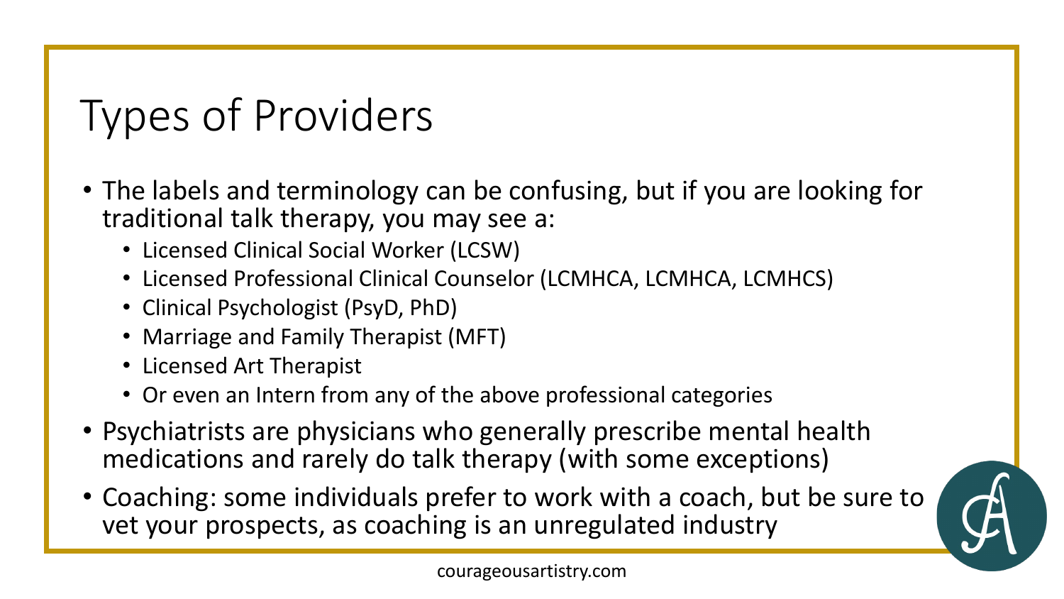# Types of Providers

- The labels and terminology can be confusing, but if you are looking for traditional talk therapy, you may see a:
  - Licensed Clinical Social Worker (LCSW)
  - Licensed Professional Clinical Counselor (LCMHCA, LCMHCA, LCMHCS)
  - Clinical Psychologist (PsyD, PhD)
  - Marriage and Family Therapist (MFT)
  - Licensed Art Therapist
  - Or even an Intern from any of the above professional categories
- Psychiatrists are physicians who generally prescribe mental health medications and rarely do talk therapy (with some exceptions)
- Coaching: some individuals prefer to work with a coach, but be sure to vet your prospects, as coaching is an unregulated industry

courageousartistry.com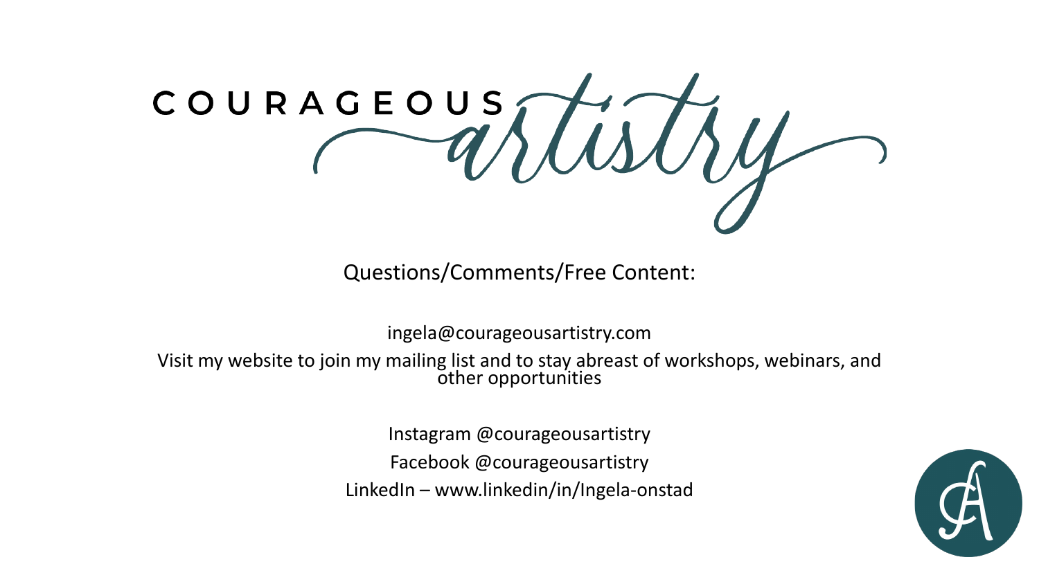# COURAGEOUS artistry

Questions/Comments/Free Content:

ingela@courageousartistry.com

Visit my website to join my mailing list and to stay abreast of workshops, webinars, and other opportunities

Instagram @courageousartistry

Facebook @courageousartistry

LinkedIn – www.linkedin/in/Ingela-onstad